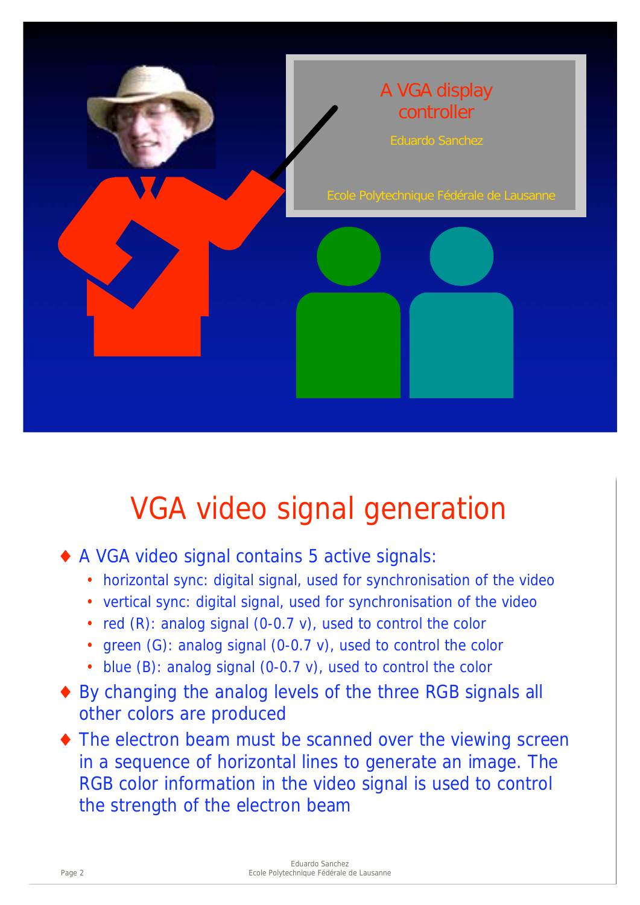A VGA display controller

Eduardo Sanchez

Ecole Polytechnique Fédérale de Lausanne

# VGA video signal generation

- A VGA video signal contains 5 active signals:
  - horizontal sync: digital signal, used for synchronisation of the video
  - vertical sync: digital signal, used for synchronisation of the video
  - red (R): analog signal (0-0.7 v), used to control the color
  - green (G): analog signal (0-0.7 v), used to control the color
  - blue (B): analog signal (0-0.7 v), used to control the color
- By changing the analog levels of the three RGB signals all other colors are produced
- The electron beam must be scanned over the viewing screen in a sequence of horizontal lines to generate an image. The RGB color information in the video signal is used to control the strength of the electron beam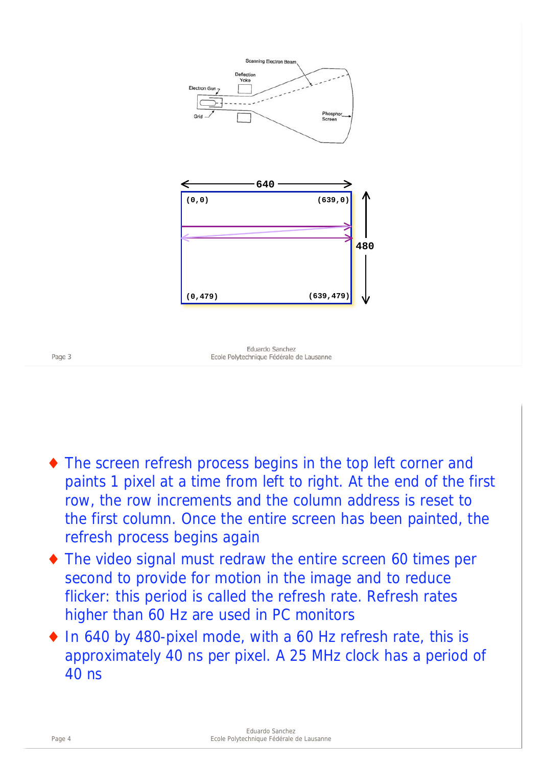- The screen refresh process begins in the top left corner and paints 1 pixel at a time from left to right. At the end of the first row, the row increments and the column address is reset to the first column. Once the entire screen has been painted, the refresh process begins again
- The video signal must redraw the entire screen 60 times per second to provide for motion in the image and to reduce flicker: this period is called the refresh rate. Refresh rates higher than 60 Hz are used in PC monitors
- In 640 by 480-pixel mode, with a 60 Hz refresh rate, this is approximately 40 ns per pixel. A 25 MHz clock has a period of 40 ns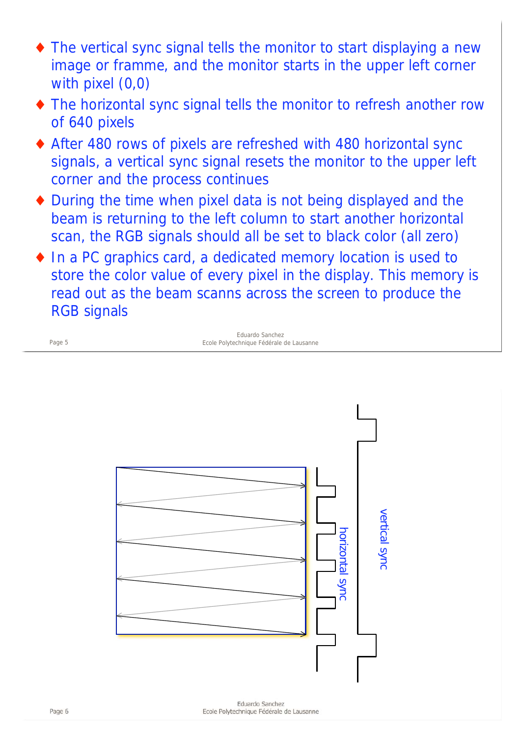- The vertical sync signal tells the monitor to start displaying a new image or framme, and the monitor starts in the upper left corner with pixel (0,0)
- The horizontal sync signal tells the monitor to refresh another row of 640 pixels
- After 480 rows of pixels are refreshed with 480 horizontal sync signals, a vertical sync signal resets the monitor to the upper left corner and the process continues
- During the time when pixel data is not being displayed and the beam is returning to the left column to start another horizontal scan, the RGB signals should all be set to black color (all zero)
- In a PC graphics card, a dedicated memory location is used to store the color value of every pixel in the display. This memory is read out as the beam scanns across the screen to produce the RGB signals

horizontal sync

vertical sync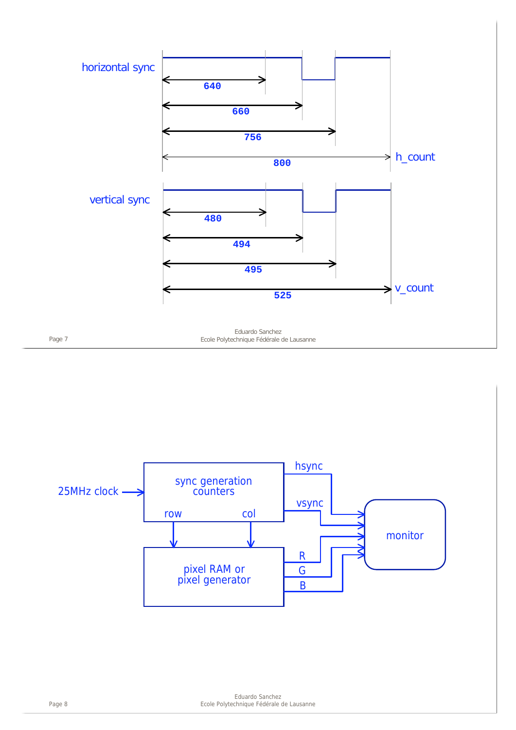horizontal sync

640

660

756

800

h_count

vertical sync

480

494

495

525

v_count

25MHz clock

sync generation counters

row

col

hsync

vsync

pixel RAM or pixel generator

R

G

B

monitor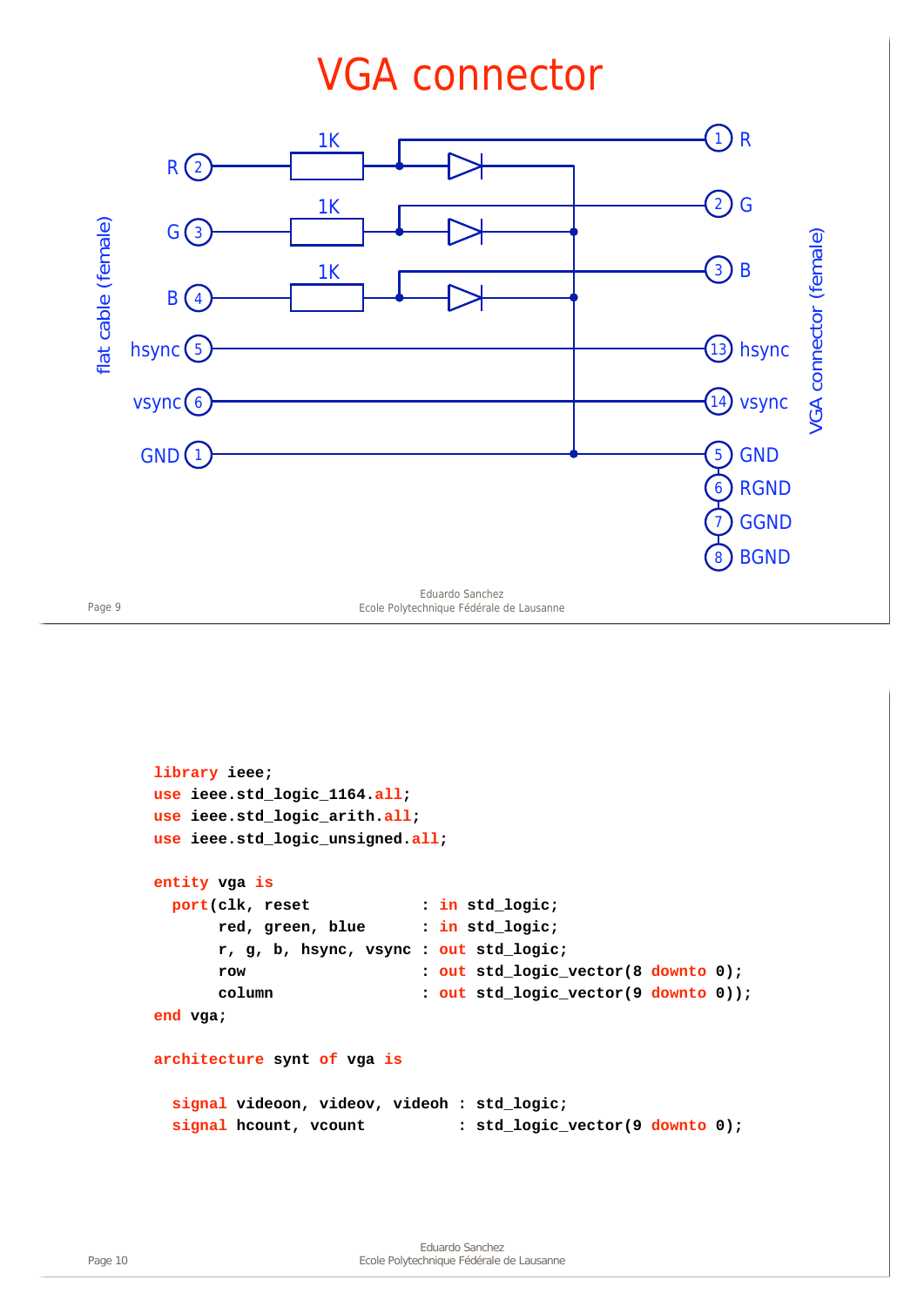# VGA connector

flat cable (female)

| Flat cable (female) | | VGA connector (female) |
|---|---|---|
| R (2) | 1K | (1) R |
| G (3) | 1K | (2) G |
| B (4) | 1K | (3) B |
| hsync (5) | | (13) hsync |
| vsync (6) | | (14) vsync |
| GND (1) | | (5) GND |
| | | (6) RGND |
| | | (7) GGND |
| | | (8) BGND |

VGA connector (female)

```
library ieee;
use ieee.std_logic_1164.all;
use ieee.std_logic_arith.all;
use ieee.std_logic_unsigned.all;

entity vga is
  port(clk, reset            : in std_logic;
       red, green, blue      : in std_logic;
       r, g, b, hsync, vsync : out std_logic;
       row                   : out std_logic_vector(8 downto 0);
       column                : out std_logic_vector(9 downto 0));
end vga;

architecture synt of vga is

  signal videoon, videov, videoh : std_logic;
  signal hcount, vcount          : std_logic_vector(9 downto 0);
```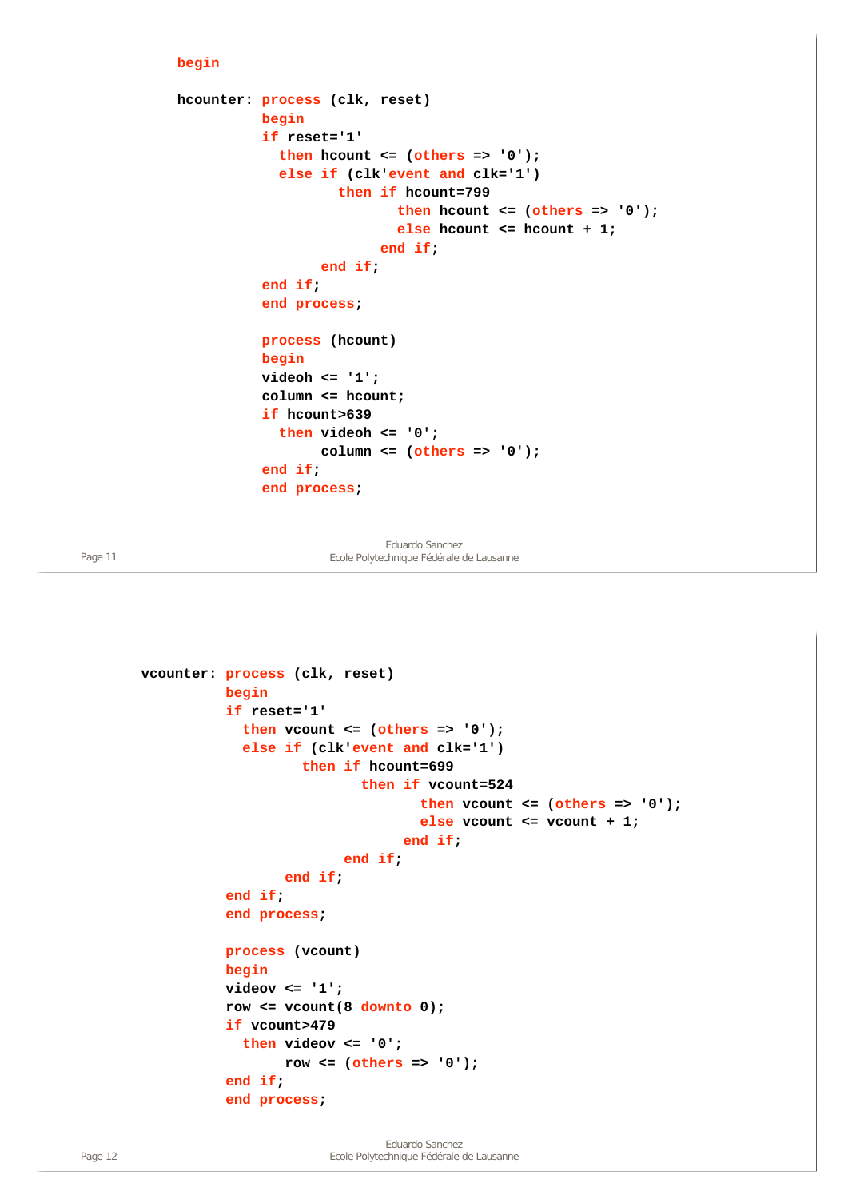```
begin

hcounter: process (clk, reset)
          begin
          if reset='1'
            then hcount <= (others => '0');
            else if (clk'event and clk='1')
                   then if hcount=799
                          then hcount <= (others => '0');
                          else hcount <= hcount + 1;
                        end if;
                 end if;
          end if;
          end process;

          process (hcount)
          begin
          videoh <= '1';
          column <= hcount;
          if hcount>639
            then videoh <= '0';
                 column <= (others => '0');
          end if;
          end process;
```

```
vcounter: process (clk, reset)
          begin
          if reset='1'
            then vcount <= (others => '0');
            else if (clk'event and clk='1')
                   then if hcount=699
                          then if vcount=524
                                 then vcount <= (others => '0');
                                 else vcount <= vcount + 1;
                               end if;
                        end if;
                 end if;
          end if;
          end process;

          process (vcount)
          begin
          videov <= '1';
          row <= vcount(8 downto 0);
          if vcount>479
            then videov <= '0';
                 row <= (others => '0');
          end if;
          end process;
```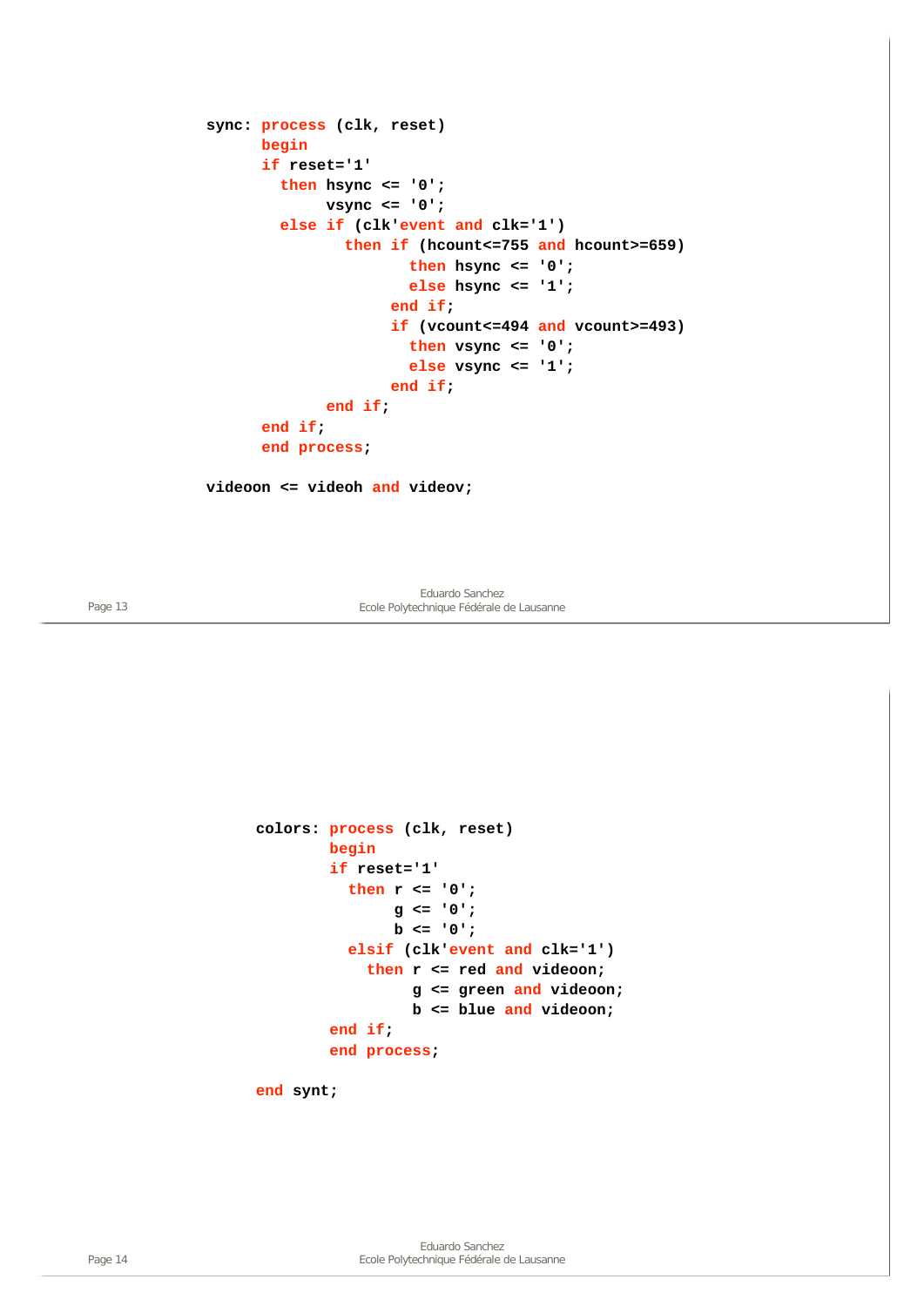```vhdl
sync: process (clk, reset)
      begin
      if reset='1'
        then hsync <= '0';
             vsync <= '0';
        else if (clk'event and clk='1')
               then if (hcount<=755 and hcount>=659)
                      then hsync <= '0';
                      else hsync <= '1';
                    end if;
                    if (vcount<=494 and vcount>=493)
                      then vsync <= '0';
                      else vsync <= '1';
                    end if;
             end if;
      end if;
      end process;

videoon <= videoh and videov;
```

```vhdl
colors: process (clk, reset)
        begin
        if reset='1'
          then r <= '0';
               g <= '0';
               b <= '0';
          elsif (clk'event and clk='1')
            then r <= red and videoon;
                 g <= green and videoon;
                 b <= blue and videoon;
        end if;
        end process;

end synt;
```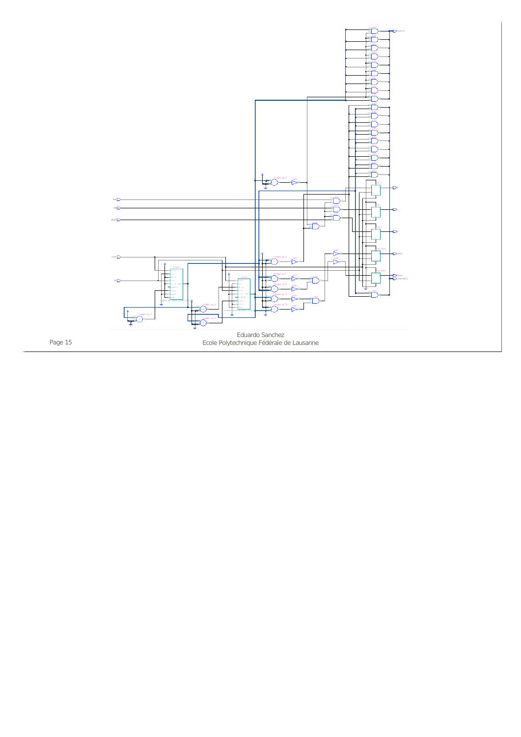Eduardo Sanchez
Ecole Polytechnique Fédérale de Lausanne